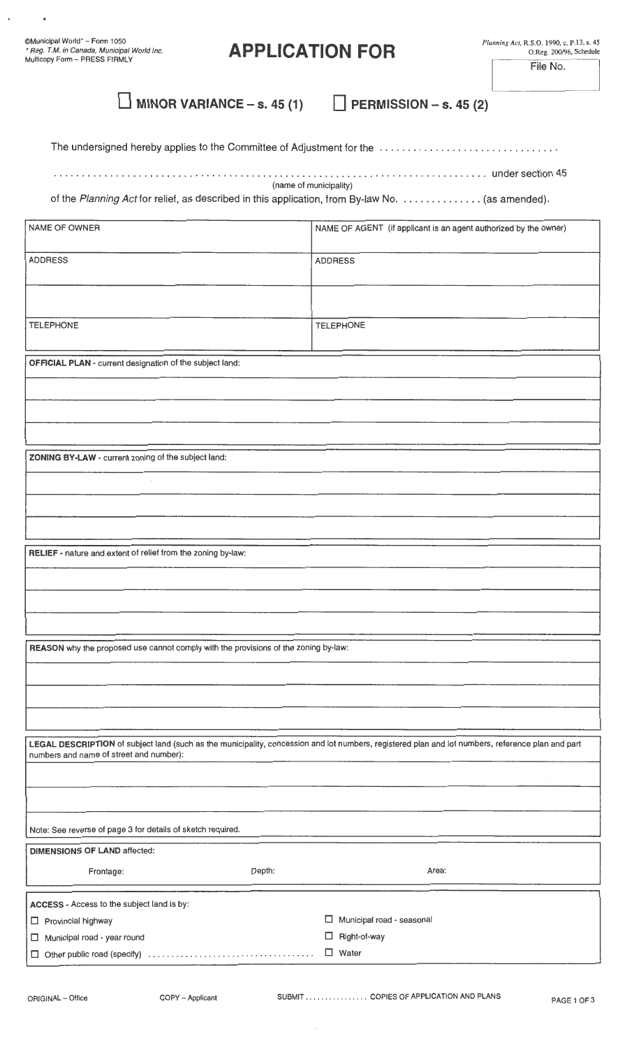©Municipal World* – Form 1050
* Reg. T.M. in Canada, Municipal World Inc.
Multicopy Form – PRESS FIRMLY

# APPLICATION FOR

*Planning Act*, R.S.O. 1990, c. P.13, s. 45
O.Reg. 200/96, Schedule

File No.

☐ **MINOR VARIANCE – s. 45 (1)** ☐ **PERMISSION – s. 45 (2)**

The undersigned hereby applies to the Committee of Adjustment for the ................................

.................................................................................... under section 45
(name of municipality)
of the *Planning Act* for relief, as described in this application, from By-law No. .............. (as amended).

| NAME OF OWNER | NAME OF AGENT (if applicant is an agent authorized by the owner) |
|---|---|
| ADDRESS | ADDRESS |
| | |
| TELEPHONE | TELEPHONE |

**OFFICIAL PLAN** - current designation of the subject land:

**ZONING BY-LAW** - current zoning of the subject land:

**RELIEF** - nature and extent of relief from the zoning by-law:

**REASON** why the proposed use cannot comply with the provisions of the zoning by-law:

**LEGAL DESCRIPTION** of subject land (such as the municipality, concession and lot numbers, registered plan and lot numbers, reference plan and part numbers and name of street and number):

Note: See reverse of page 3 for details of sketch required.

**DIMENSIONS OF LAND** affected:

Frontage: Depth: Area:

**ACCESS** - Access to the subject land is by:

- ☐ Provincial highway
- ☐ Municipal road - year round
- ☐ Other public road (specify) ...................................
- ☐ Municipal road - seasonal
- ☐ Right-of-way
- ☐ Water

ORIGINAL – Office COPY – Applicant SUBMIT ................ COPIES OF APPLICATION AND PLANS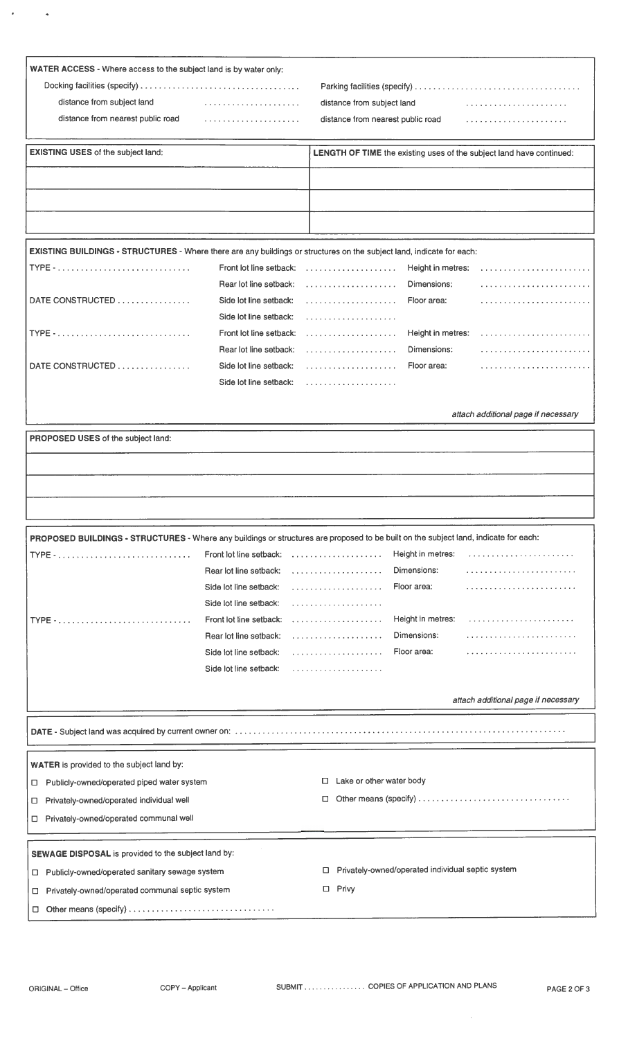**WATER ACCESS** - Where access to the subject land is by water only:

Docking facilities (specify) ...................................

distance from subject land .....................

distance from nearest public road .....................

Parking facilities (specify) ...................................

distance from subject land .....................

distance from nearest public road .....................

| **EXISTING USES** of the subject land: | **LENGTH OF TIME** the existing uses of the subject land have continued: |
| --- | --- |
| | |
| | |
| | |

**EXISTING BUILDINGS - STRUCTURES** - Where there are any buildings or structures on the subject land, indicate for each:

TYPE - .............................

Front lot line setback: ....................

Rear lot line setback: ....................

Side lot line setback: ....................

Side lot line setback: ....................

Height in metres: ........................

Dimensions: ........................

Floor area: ........................

DATE CONSTRUCTED ................

TYPE - .............................

Front lot line setback: ....................

Rear lot line setback: ....................

Side lot line setback: ....................

Side lot line setback: ....................

Height in metres: ........................

Dimensions: ........................

Floor area: ........................

DATE CONSTRUCTED ................

*attach additional page if necessary*

**PROPOSED USES** of the subject land:

|   |
| --- |
|   |
|   |
|   |

**PROPOSED BUILDINGS - STRUCTURES** - Where any buildings or structures are proposed to be built on the subject land, indicate for each:

TYPE - .............................

Front lot line setback: ....................

Rear lot line setback: ....................

Side lot line setback: ....................

Side lot line setback: ....................

Height in metres: ........................

Dimensions: ........................

Floor area: ........................

TYPE - .............................

Front lot line setback: ....................

Rear lot line setback: ....................

Side lot line setback: ....................

Side lot line setback: ....................

Height in metres: ........................

Dimensions: ........................

Floor area: ........................

*attach additional page if necessary*

**DATE** - Subject land was acquired by current owner on: ........................................................................

**WATER** is provided to the subject land by:

- ☐ Publicly-owned/operated piped water system
- ☐ Privately-owned/operated individual well
- ☐ Privately-owned/operated communal well
- ☐ Lake or other water body
- ☐ Other means (specify) ................................

**SEWAGE DISPOSAL** is provided to the subject land by:

- ☐ Publicly-owned/operated sanitary sewage system
- ☐ Privately-owned/operated communal septic system
- ☐ Other means (specify) ................................
- ☐ Privately-owned/operated individual septic system
- ☐ Privy

ORIGINAL – Office COPY – Applicant SUBMIT ............... COPIES OF APPLICATION AND PLANS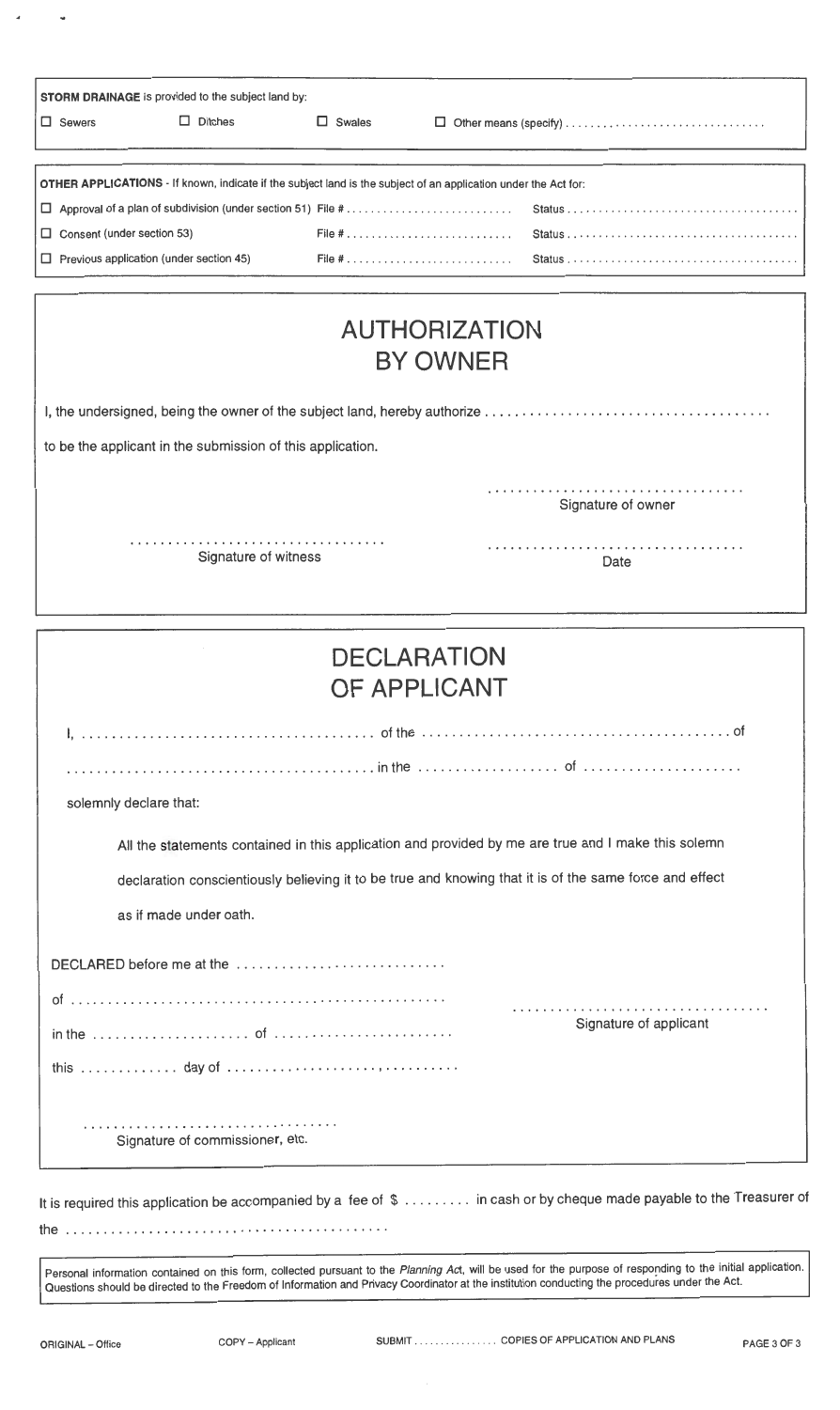**STORM DRAINAGE** is provided to the subject land by:

☐ Sewers ☐ Ditches ☐ Swales ☐ Other means (specify) ................................

**OTHER APPLICATIONS** - If known, indicate if the subject land is the subject of an application under the Act for:

☐ Approval of a plan of subdivision (under section 51) File # ........................... Status ....................................

☐ Consent (under section 53) File # ........................... Status ....................................

☐ Previous application (under section 45) File # ........................... Status ....................................

## AUTHORIZATION BY OWNER

I, the undersigned, being the owner of the subject land, hereby authorize ......................................

to be the applicant in the submission of this application.

..................................
Signature of owner

..................................
Signature of witness

..................................
Date

## DECLARATION OF APPLICANT

I, ....................................... of the ......................................... of

......................................... in the ................... of .....................

solemnly declare that:

All the statements contained in this application and provided by me are true and I make this solemn declaration conscientiously believing it to be true and knowing that it is of the same force and effect as if made under oath.

DECLARED before me at the ............................

of ..................................................

in the ..................... of ........................

this ............. day of ................................

..................................
Signature of applicant

..................................
Signature of commissioner, etc.

It is required this application be accompanied by a fee of $ ......... in cash or by cheque made payable to the Treasurer of the ..........................................

Personal information contained on this form, collected pursuant to the *Planning Act*, will be used for the purpose of responding to the initial application. Questions should be directed to the Freedom of Information and Privacy Coordinator at the institution conducting the procedures under the Act.

ORIGINAL – Office COPY – Applicant SUBMIT ................ COPIES OF APPLICATION AND PLANS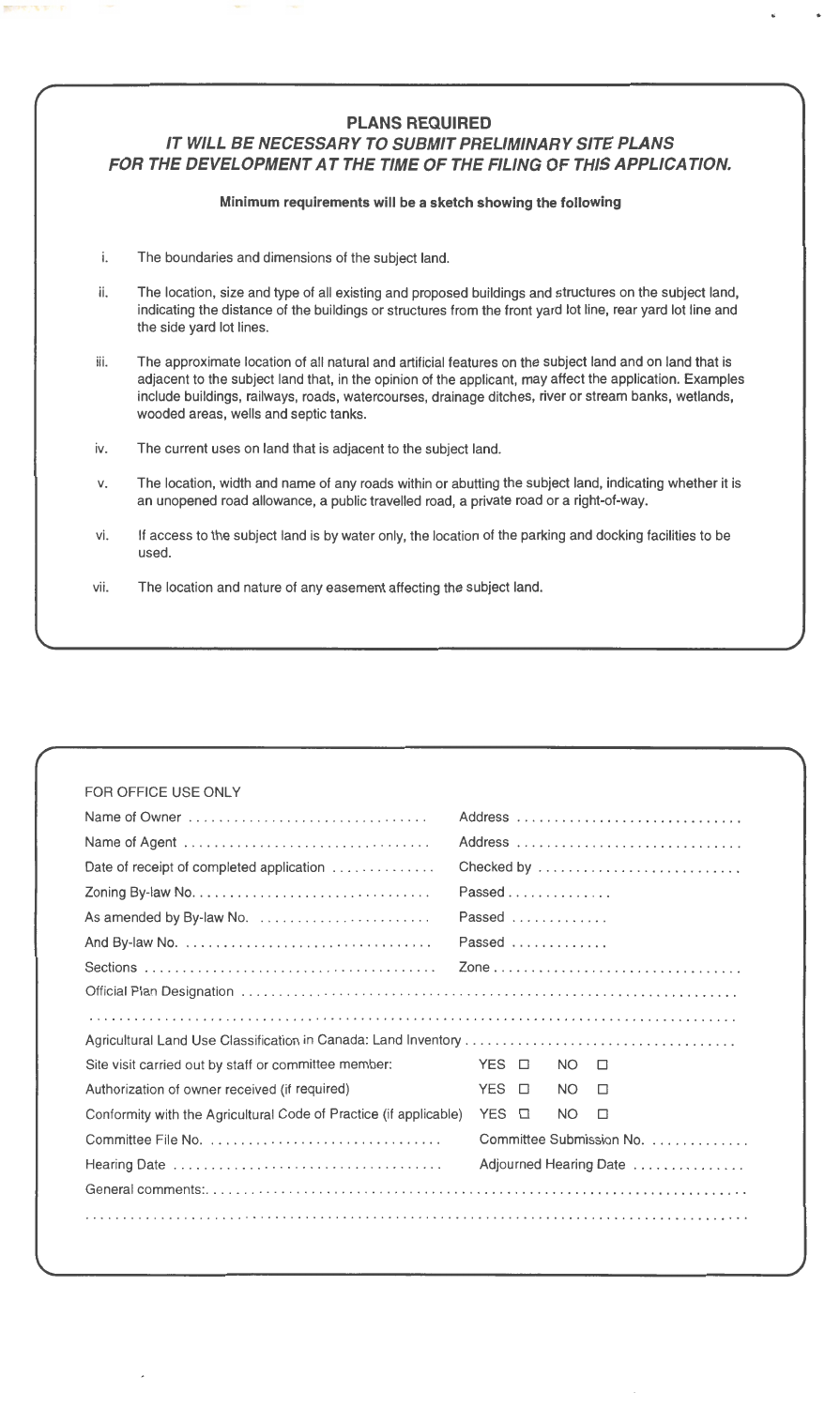## PLANS REQUIRED

### *IT WILL BE NECESSARY TO SUBMIT PRELIMINARY SITE PLANS FOR THE DEVELOPMENT AT THE TIME OF THE FILING OF THIS APPLICATION.*

**Minimum requirements will be a sketch showing the following**

i. The boundaries and dimensions of the subject land.

ii. The location, size and type of all existing and proposed buildings and structures on the subject land, indicating the distance of the buildings or structures from the front yard lot line, rear yard lot line and the side yard lot lines.

iii. The approximate location of all natural and artificial features on the subject land and on land that is adjacent to the subject land that, in the opinion of the applicant, may affect the application. Examples include buildings, railways, roads, watercourses, drainage ditches, river or stream banks, wetlands, wooded areas, wells and septic tanks.

iv. The current uses on land that is adjacent to the subject land.

v. The location, width and name of any roads within or abutting the subject land, indicating whether it is an unopened road allowance, a public travelled road, a private road or a right-of-way.

vi. If access to the subject land is by water only, the location of the parking and docking facilities to be used.

vii. The location and nature of any easement affecting the subject land.

---

FOR OFFICE USE ONLY

Name of Owner ................................ Address ..............................

Name of Agent ................................ Address ..............................

Date of receipt of completed application .............. Checked by ...........................

Zoning By-law No. ................................ Passed ..............

As amended by By-law No. ........................ Passed .............

And By-law No. ................................. Passed .............

Sections ...................................... Zone .................................

Official Plan Designation .................................................................

...........................................................................................

Agricultural Land Use Classification in Canada: Land Inventory ....................................

Site visit carried out by staff or committee member: YES ☐ NO ☐

Authorization of owner received (if required) YES ☐ NO ☐

Conformity with the Agricultural Code of Practice (if applicable) YES ☐ NO ☐

Committee File No. .............................. Committee Submission No. .............

Hearing Date ................................... Adjourned Hearing Date ...............

General comments: ..........................................................................

...........................................................................................